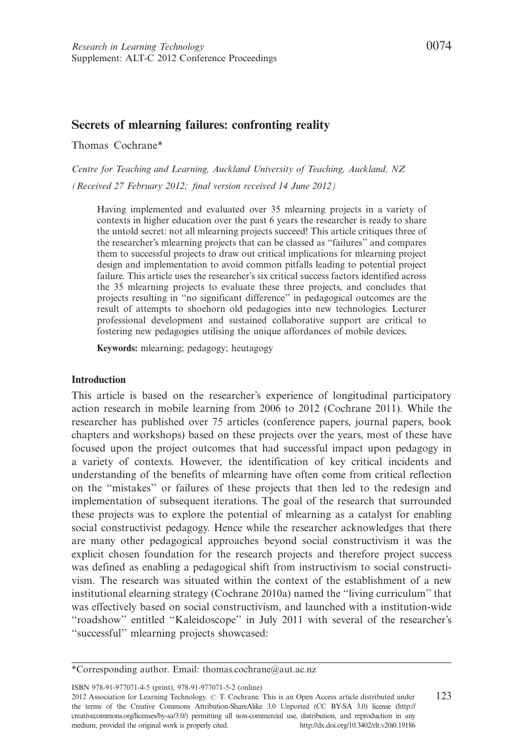# Secrets of mlearning failures: confronting reality

Thomas Cochrane*

*Centre for Teaching and Learning, Auckland University of Teaching, Auckland, NZ*

*(Received 27 February 2012; final version received 14 June 2012)*

> Having implemented and evaluated over 35 mlearning projects in a variety of contexts in higher education over the past 6 years the researcher is ready to share the untold secret: not all mlearning projects succeed! This article critiques three of the researcher's mlearning projects that can be classed as "failures" and compares them to successful projects to draw out critical implications for mlearning project design and implementation to avoid common pitfalls leading to potential project failure. This article uses the researcher's six critical success factors identified across the 35 mlearning projects to evaluate these three projects, and concludes that projects resulting in "no significant difference" in pedagogical outcomes are the result of attempts to shoehorn old pedagogies into new technologies. Lecturer professional development and sustained collaborative support are critical to fostering new pedagogies utilising the unique affordances of mobile devices.
>
> **Keywords:** mlearning; pedagogy; heutagogy

## Introduction

This article is based on the researcher's experience of longitudinal participatory action research in mobile learning from 2006 to 2012 (Cochrane 2011). While the researcher has published over 75 articles (conference papers, journal papers, book chapters and workshops) based on these projects over the years, most of these have focused upon the project outcomes that had successful impact upon pedagogy in a variety of contexts. However, the identification of key critical incidents and understanding of the benefits of mlearning have often come from critical reflection on the "mistakes" or failures of these projects that then led to the redesign and implementation of subsequent iterations. The goal of the research that surrounded these projects was to explore the potential of mlearning as a catalyst for enabling social constructivist pedagogy. Hence while the researcher acknowledges that there are many other pedagogical approaches beyond social constructivism it was the explicit chosen foundation for the research projects and therefore project success was defined as enabling a pedagogical shift from instructivism to social constructivism. The research was situated within the context of the establishment of a new institutional elearning strategy (Cochrane 2010a) named the "living curriculum" that was effectively based on social constructivism, and launched with a institution-wide "roadshow" entitled "Kaleidoscope" in July 2011 with several of the researcher's "successful" mlearning projects showcased:

*Corresponding author. Email: thomas.cochrane@aut.ac.nz

ISBN 978-91-977071-4-5 (print), 978-91-977071-5-2 (online)
2012 Association for Learning Technology. © T. Cochrane. This is an Open Access article distributed under the terms of the Creative Commons Attribution-ShareAlike 3.0 Unported (CC BY-SA 3.0) license (http://creativecommons.org/licenses/by-sa/3.0/) permitting all non-commercial use, distribution, and reproduction in any medium, provided the original work is properly cited. http://dx.doi.org/10.3402/rlt.v20i0.19186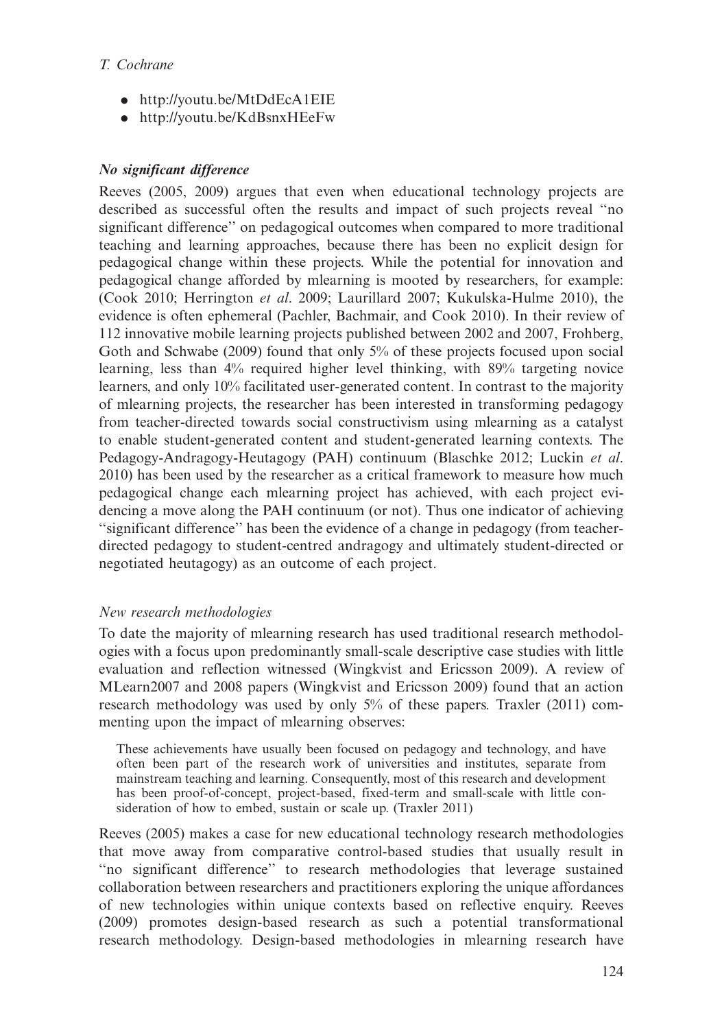- http://youtu.be/MtDdEcA1EIE
- http://youtu.be/KdBsnxHEeFw

### *No significant difference*

Reeves (2005, 2009) argues that even when educational technology projects are described as successful often the results and impact of such projects reveal "no significant difference" on pedagogical outcomes when compared to more traditional teaching and learning approaches, because there has been no explicit design for pedagogical change within these projects. While the potential for innovation and pedagogical change afforded by mlearning is mooted by researchers, for example: (Cook 2010; Herrington *et al*. 2009; Laurillard 2007; Kukulska-Hulme 2010), the evidence is often ephemeral (Pachler, Bachmair, and Cook 2010). In their review of 112 innovative mobile learning projects published between 2002 and 2007, Frohberg, Goth and Schwabe (2009) found that only 5% of these projects focused upon social learning, less than 4% required higher level thinking, with 89% targeting novice learners, and only 10% facilitated user-generated content. In contrast to the majority of mlearning projects, the researcher has been interested in transforming pedagogy from teacher-directed towards social constructivism using mlearning as a catalyst to enable student-generated content and student-generated learning contexts. The Pedagogy-Andragogy-Heutagogy (PAH) continuum (Blaschke 2012; Luckin *et al*. 2010) has been used by the researcher as a critical framework to measure how much pedagogical change each mlearning project has achieved, with each project evidencing a move along the PAH continuum (or not). Thus one indicator of achieving "significant difference" has been the evidence of a change in pedagogy (from teacher-directed pedagogy to student-centred andragogy and ultimately student-directed or negotiated heutagogy) as an outcome of each project.

#### *New research methodologies*

To date the majority of mlearning research has used traditional research methodologies with a focus upon predominantly small-scale descriptive case studies with little evaluation and reflection witnessed (Wingkvist and Ericsson 2009). A review of MLearn2007 and 2008 papers (Wingkvist and Ericsson 2009) found that an action research methodology was used by only 5% of these papers. Traxler (2011) commenting upon the impact of mlearning observes:

> These achievements have usually been focused on pedagogy and technology, and have often been part of the research work of universities and institutes, separate from mainstream teaching and learning. Consequently, most of this research and development has been proof-of-concept, project-based, fixed-term and small-scale with little consideration of how to embed, sustain or scale up. (Traxler 2011)

Reeves (2005) makes a case for new educational technology research methodologies that move away from comparative control-based studies that usually result in "no significant difference" to research methodologies that leverage sustained collaboration between researchers and practitioners exploring the unique affordances of new technologies within unique contexts based on reflective enquiry. Reeves (2009) promotes design-based research as such a potential transformational research methodology. Design-based methodologies in mlearning research have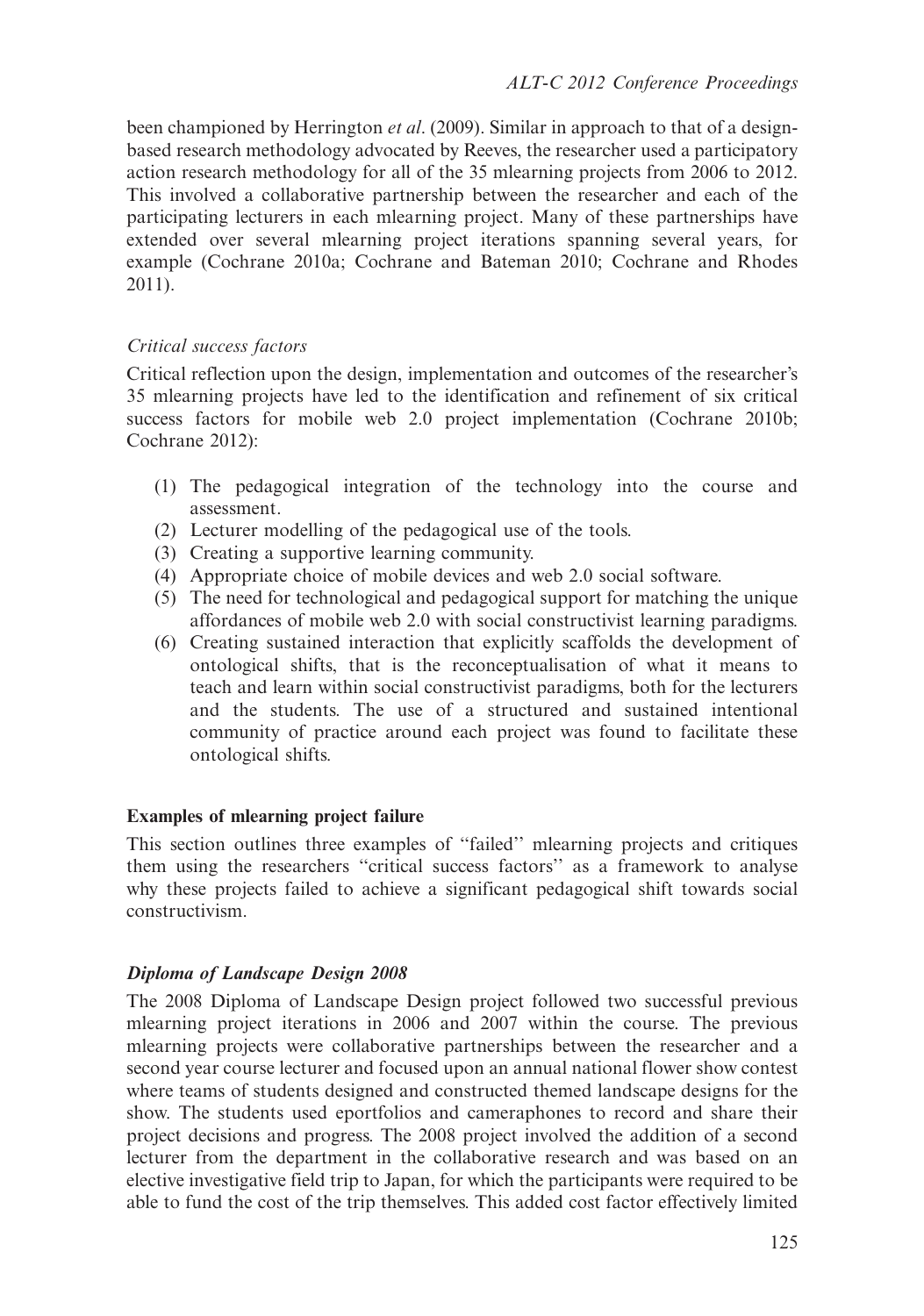been championed by Herrington *et al*. (2009). Similar in approach to that of a design-based research methodology advocated by Reeves, the researcher used a participatory action research methodology for all of the 35 mlearning projects from 2006 to 2012. This involved a collaborative partnership between the researcher and each of the participating lecturers in each mlearning project. Many of these partnerships have extended over several mlearning project iterations spanning several years, for example (Cochrane 2010a; Cochrane and Bateman 2010; Cochrane and Rhodes 2011).

### *Critical success factors*

Critical reflection upon the design, implementation and outcomes of the researcher's 35 mlearning projects have led to the identification and refinement of six critical success factors for mobile web 2.0 project implementation (Cochrane 2010b; Cochrane 2012):

1. The pedagogical integration of the technology into the course and assessment.
2. Lecturer modelling of the pedagogical use of the tools.
3. Creating a supportive learning community.
4. Appropriate choice of mobile devices and web 2.0 social software.
5. The need for technological and pedagogical support for matching the unique affordances of mobile web 2.0 with social constructivist learning paradigms.
6. Creating sustained interaction that explicitly scaffolds the development of ontological shifts, that is the reconceptualisation of what it means to teach and learn within social constructivist paradigms, both for the lecturers and the students. The use of a structured and sustained intentional community of practice around each project was found to facilitate these ontological shifts.

## **Examples of mlearning project failure**

This section outlines three examples of ''failed'' mlearning projects and critiques them using the researchers ''critical success factors'' as a framework to analyse why these projects failed to achieve a significant pedagogical shift towards social constructivism.

### ***Diploma of Landscape Design 2008***

The 2008 Diploma of Landscape Design project followed two successful previous mlearning project iterations in 2006 and 2007 within the course. The previous mlearning projects were collaborative partnerships between the researcher and a second year course lecturer and focused upon an annual national flower show contest where teams of students designed and constructed themed landscape designs for the show. The students used eportfolios and cameraphones to record and share their project decisions and progress. The 2008 project involved the addition of a second lecturer from the department in the collaborative research and was based on an elective investigative field trip to Japan, for which the participants were required to be able to fund the cost of the trip themselves. This added cost factor effectively limited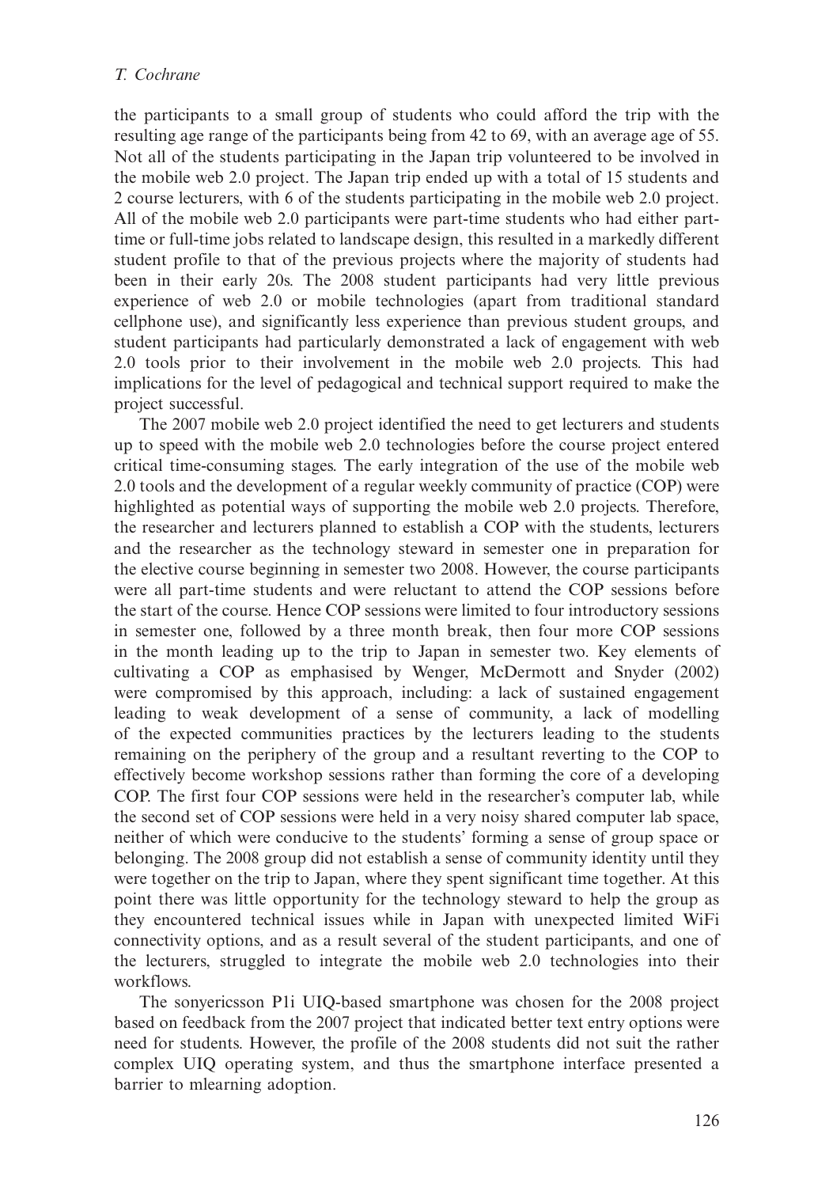the participants to a small group of students who could afford the trip with the resulting age range of the participants being from 42 to 69, with an average age of 55. Not all of the students participating in the Japan trip volunteered to be involved in the mobile web 2.0 project. The Japan trip ended up with a total of 15 students and 2 course lecturers, with 6 of the students participating in the mobile web 2.0 project. All of the mobile web 2.0 participants were part-time students who had either part-time or full-time jobs related to landscape design, this resulted in a markedly different student profile to that of the previous projects where the majority of students had been in their early 20s. The 2008 student participants had very little previous experience of web 2.0 or mobile technologies (apart from traditional standard cellphone use), and significantly less experience than previous student groups, and student participants had particularly demonstrated a lack of engagement with web 2.0 tools prior to their involvement in the mobile web 2.0 projects. This had implications for the level of pedagogical and technical support required to make the project successful.

The 2007 mobile web 2.0 project identified the need to get lecturers and students up to speed with the mobile web 2.0 technologies before the course project entered critical time-consuming stages. The early integration of the use of the mobile web 2.0 tools and the development of a regular weekly community of practice (COP) were highlighted as potential ways of supporting the mobile web 2.0 projects. Therefore, the researcher and lecturers planned to establish a COP with the students, lecturers and the researcher as the technology steward in semester one in preparation for the elective course beginning in semester two 2008. However, the course participants were all part-time students and were reluctant to attend the COP sessions before the start of the course. Hence COP sessions were limited to four introductory sessions in semester one, followed by a three month break, then four more COP sessions in the month leading up to the trip to Japan in semester two. Key elements of cultivating a COP as emphasised by Wenger, McDermott and Snyder (2002) were compromised by this approach, including: a lack of sustained engagement leading to weak development of a sense of community, a lack of modelling of the expected communities practices by the lecturers leading to the students remaining on the periphery of the group and a resultant reverting to the COP to effectively become workshop sessions rather than forming the core of a developing COP. The first four COP sessions were held in the researcher's computer lab, while the second set of COP sessions were held in a very noisy shared computer lab space, neither of which were conducive to the students' forming a sense of group space or belonging. The 2008 group did not establish a sense of community identity until they were together on the trip to Japan, where they spent significant time together. At this point there was little opportunity for the technology steward to help the group as they encountered technical issues while in Japan with unexpected limited WiFi connectivity options, and as a result several of the student participants, and one of the lecturers, struggled to integrate the mobile web 2.0 technologies into their workflows.

The sonyericsson P1i UIQ-based smartphone was chosen for the 2008 project based on feedback from the 2007 project that indicated better text entry options were need for students. However, the profile of the 2008 students did not suit the rather complex UIQ operating system, and thus the smartphone interface presented a barrier to mlearning adoption.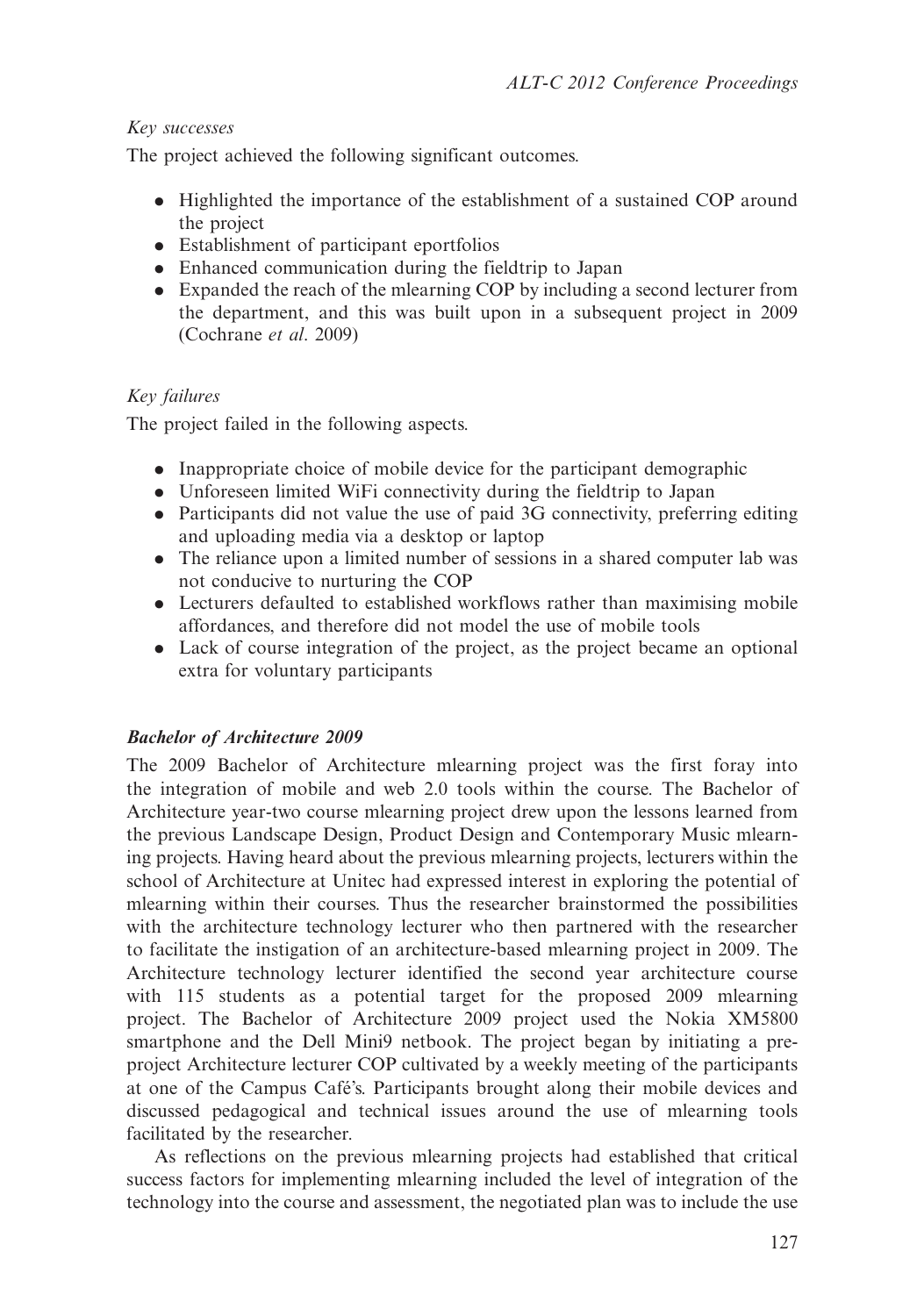*Key successes*

The project achieved the following significant outcomes.

- Highlighted the importance of the establishment of a sustained COP around the project
- Establishment of participant eportfolios
- Enhanced communication during the fieldtrip to Japan
- Expanded the reach of the mlearning COP by including a second lecturer from the department, and this was built upon in a subsequent project in 2009 (Cochrane *et al*. 2009)

*Key failures*

The project failed in the following aspects.

- Inappropriate choice of mobile device for the participant demographic
- Unforeseen limited WiFi connectivity during the fieldtrip to Japan
- Participants did not value the use of paid 3G connectivity, preferring editing and uploading media via a desktop or laptop
- The reliance upon a limited number of sessions in a shared computer lab was not conducive to nurturing the COP
- Lecturers defaulted to established workflows rather than maximising mobile affordances, and therefore did not model the use of mobile tools
- Lack of course integration of the project, as the project became an optional extra for voluntary participants

***Bachelor of Architecture 2009***

The 2009 Bachelor of Architecture mlearning project was the first foray into the integration of mobile and web 2.0 tools within the course. The Bachelor of Architecture year-two course mlearning project drew upon the lessons learned from the previous Landscape Design, Product Design and Contemporary Music mlearning projects. Having heard about the previous mlearning projects, lecturers within the school of Architecture at Unitec had expressed interest in exploring the potential of mlearning within their courses. Thus the researcher brainstormed the possibilities with the architecture technology lecturer who then partnered with the researcher to facilitate the instigation of an architecture-based mlearning project in 2009. The Architecture technology lecturer identified the second year architecture course with 115 students as a potential target for the proposed 2009 mlearning project. The Bachelor of Architecture 2009 project used the Nokia XM5800 smartphone and the Dell Mini9 netbook. The project began by initiating a pre-project Architecture lecturer COP cultivated by a weekly meeting of the participants at one of the Campus Café's. Participants brought along their mobile devices and discussed pedagogical and technical issues around the use of mlearning tools facilitated by the researcher.

As reflections on the previous mlearning projects had established that critical success factors for implementing mlearning included the level of integration of the technology into the course and assessment, the negotiated plan was to include the use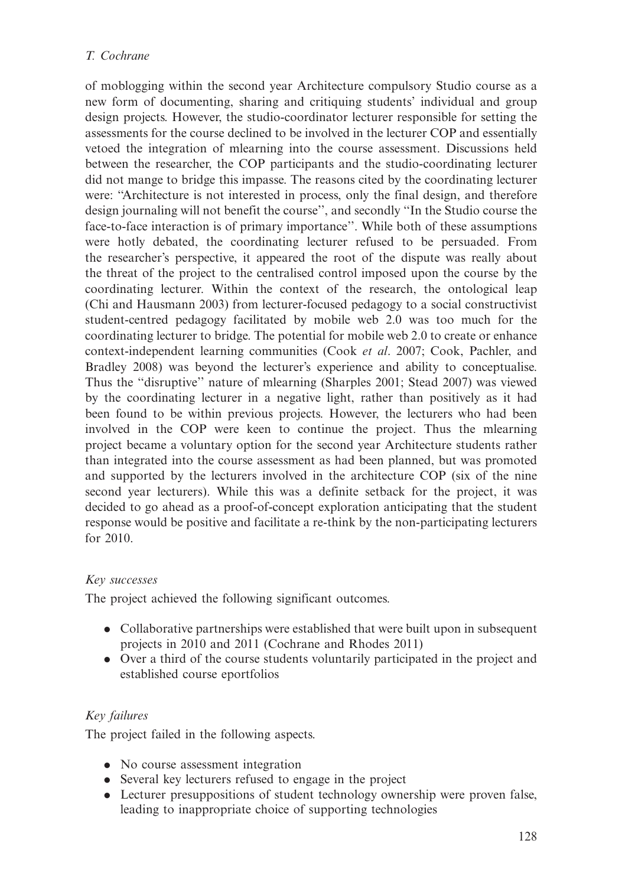of moblogging within the second year Architecture compulsory Studio course as a new form of documenting, sharing and critiquing students' individual and group design projects. However, the studio-coordinator lecturer responsible for setting the assessments for the course declined to be involved in the lecturer COP and essentially vetoed the integration of mlearning into the course assessment. Discussions held between the researcher, the COP participants and the studio-coordinating lecturer did not mange to bridge this impasse. The reasons cited by the coordinating lecturer were: "Architecture is not interested in process, only the final design, and therefore design journaling will not benefit the course", and secondly "In the Studio course the face-to-face interaction is of primary importance". While both of these assumptions were hotly debated, the coordinating lecturer refused to be persuaded. From the researcher's perspective, it appeared the root of the dispute was really about the threat of the project to the centralised control imposed upon the course by the coordinating lecturer. Within the context of the research, the ontological leap (Chi and Hausmann 2003) from lecturer-focused pedagogy to a social constructivist student-centred pedagogy facilitated by mobile web 2.0 was too much for the coordinating lecturer to bridge. The potential for mobile web 2.0 to create or enhance context-independent learning communities (Cook *et al*. 2007; Cook, Pachler, and Bradley 2008) was beyond the lecturer's experience and ability to conceptualise. Thus the "disruptive" nature of mlearning (Sharples 2001; Stead 2007) was viewed by the coordinating lecturer in a negative light, rather than positively as it had been found to be within previous projects. However, the lecturers who had been involved in the COP were keen to continue the project. Thus the mlearning project became a voluntary option for the second year Architecture students rather than integrated into the course assessment as had been planned, but was promoted and supported by the lecturers involved in the architecture COP (six of the nine second year lecturers). While this was a definite setback for the project, it was decided to go ahead as a proof-of-concept exploration anticipating that the student response would be positive and facilitate a re-think by the non-participating lecturers for 2010.

*Key successes*

The project achieved the following significant outcomes.

- Collaborative partnerships were established that were built upon in subsequent projects in 2010 and 2011 (Cochrane and Rhodes 2011)
- Over a third of the course students voluntarily participated in the project and established course eportfolios

*Key failures*

The project failed in the following aspects.

- No course assessment integration
- Several key lecturers refused to engage in the project
- Lecturer presuppositions of student technology ownership were proven false, leading to inappropriate choice of supporting technologies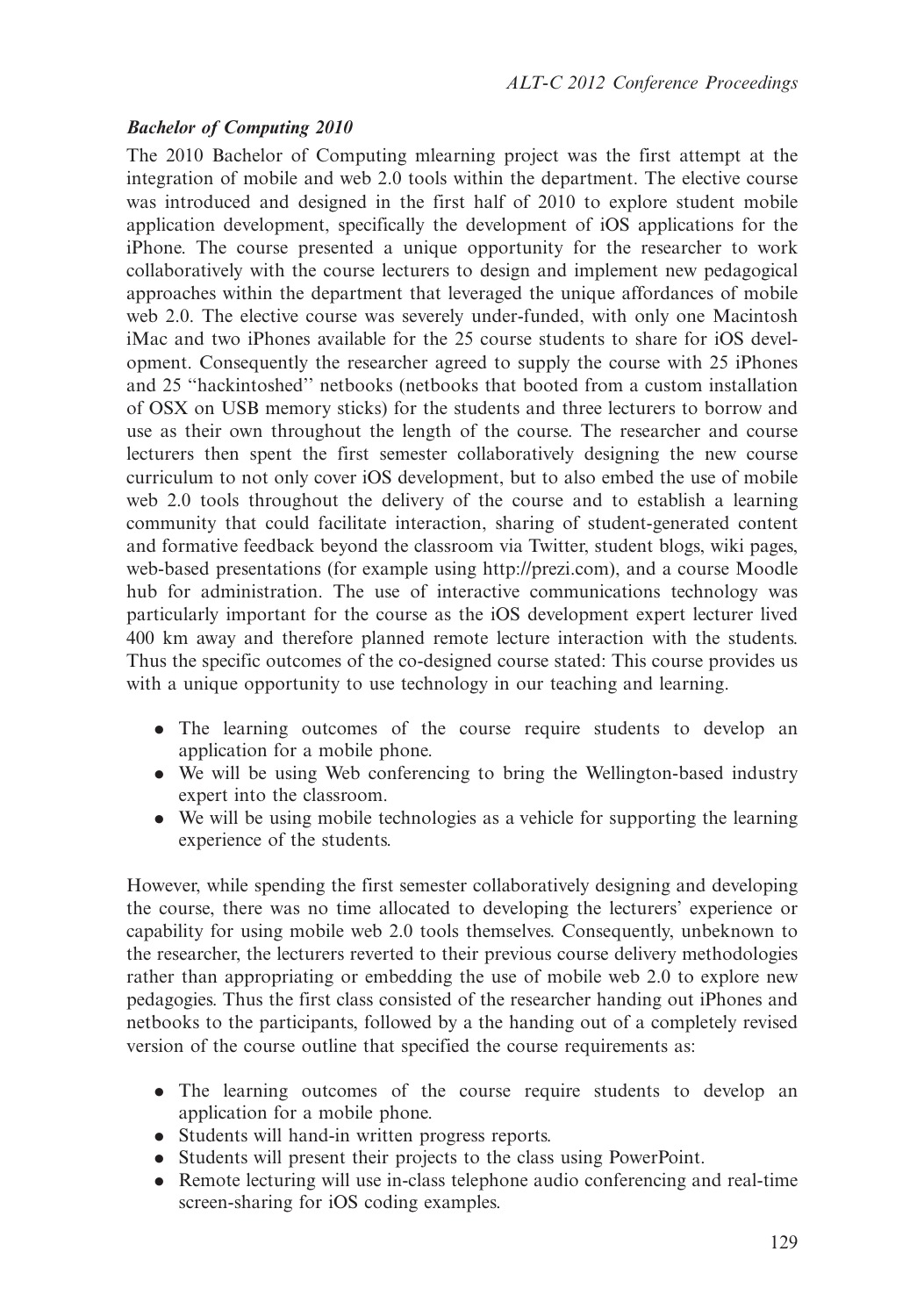### ***Bachelor of Computing 2010***

The 2010 Bachelor of Computing mlearning project was the first attempt at the integration of mobile and web 2.0 tools within the department. The elective course was introduced and designed in the first half of 2010 to explore student mobile application development, specifically the development of iOS applications for the iPhone. The course presented a unique opportunity for the researcher to work collaboratively with the course lecturers to design and implement new pedagogical approaches within the department that leveraged the unique affordances of mobile web 2.0. The elective course was severely under-funded, with only one Macintosh iMac and two iPhones available for the 25 course students to share for iOS development. Consequently the researcher agreed to supply the course with 25 iPhones and 25 ''hackintoshed'' netbooks (netbooks that booted from a custom installation of OSX on USB memory sticks) for the students and three lecturers to borrow and use as their own throughout the length of the course. The researcher and course lecturers then spent the first semester collaboratively designing the new course curriculum to not only cover iOS development, but to also embed the use of mobile web 2.0 tools throughout the delivery of the course and to establish a learning community that could facilitate interaction, sharing of student-generated content and formative feedback beyond the classroom via Twitter, student blogs, wiki pages, web-based presentations (for example using http://prezi.com), and a course Moodle hub for administration. The use of interactive communications technology was particularly important for the course as the iOS development expert lecturer lived 400 km away and therefore planned remote lecture interaction with the students. Thus the specific outcomes of the co-designed course stated: This course provides us with a unique opportunity to use technology in our teaching and learning.

- The learning outcomes of the course require students to develop an application for a mobile phone.
- We will be using Web conferencing to bring the Wellington-based industry expert into the classroom.
- We will be using mobile technologies as a vehicle for supporting the learning experience of the students.

However, while spending the first semester collaboratively designing and developing the course, there was no time allocated to developing the lecturers' experience or capability for using mobile web 2.0 tools themselves. Consequently, unbeknown to the researcher, the lecturers reverted to their previous course delivery methodologies rather than appropriating or embedding the use of mobile web 2.0 to explore new pedagogies. Thus the first class consisted of the researcher handing out iPhones and netbooks to the participants, followed by a the handing out of a completely revised version of the course outline that specified the course requirements as:

- The learning outcomes of the course require students to develop an application for a mobile phone.
- Students will hand-in written progress reports.
- Students will present their projects to the class using PowerPoint.
- Remote lecturing will use in-class telephone audio conferencing and real-time screen-sharing for iOS coding examples.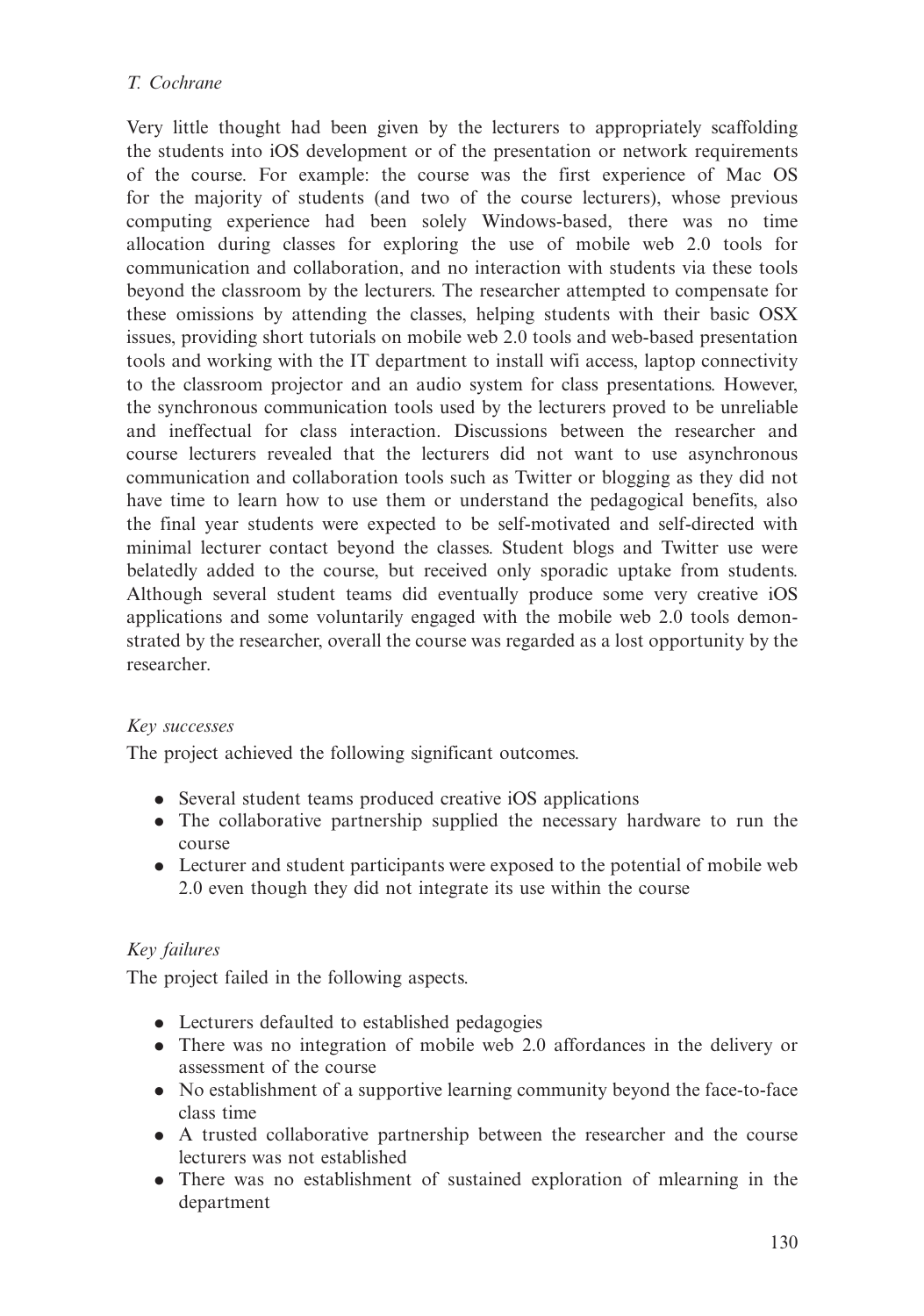Very little thought had been given by the lecturers to appropriately scaffolding the students into iOS development or of the presentation or network requirements of the course. For example: the course was the first experience of Mac OS for the majority of students (and two of the course lecturers), whose previous computing experience had been solely Windows-based, there was no time allocation during classes for exploring the use of mobile web 2.0 tools for communication and collaboration, and no interaction with students via these tools beyond the classroom by the lecturers. The researcher attempted to compensate for these omissions by attending the classes, helping students with their basic OSX issues, providing short tutorials on mobile web 2.0 tools and web-based presentation tools and working with the IT department to install wifi access, laptop connectivity to the classroom projector and an audio system for class presentations. However, the synchronous communication tools used by the lecturers proved to be unreliable and ineffectual for class interaction. Discussions between the researcher and course lecturers revealed that the lecturers did not want to use asynchronous communication and collaboration tools such as Twitter or blogging as they did not have time to learn how to use them or understand the pedagogical benefits, also the final year students were expected to be self-motivated and self-directed with minimal lecturer contact beyond the classes. Student blogs and Twitter use were belatedly added to the course, but received only sporadic uptake from students. Although several student teams did eventually produce some very creative iOS applications and some voluntarily engaged with the mobile web 2.0 tools demonstrated by the researcher, overall the course was regarded as a lost opportunity by the researcher.

*Key successes*

The project achieved the following significant outcomes.

- Several student teams produced creative iOS applications
- The collaborative partnership supplied the necessary hardware to run the course
- Lecturer and student participants were exposed to the potential of mobile web 2.0 even though they did not integrate its use within the course

*Key failures*

The project failed in the following aspects.

- Lecturers defaulted to established pedagogies
- There was no integration of mobile web 2.0 affordances in the delivery or assessment of the course
- No establishment of a supportive learning community beyond the face-to-face class time
- A trusted collaborative partnership between the researcher and the course lecturers was not established
- There was no establishment of sustained exploration of mlearning in the department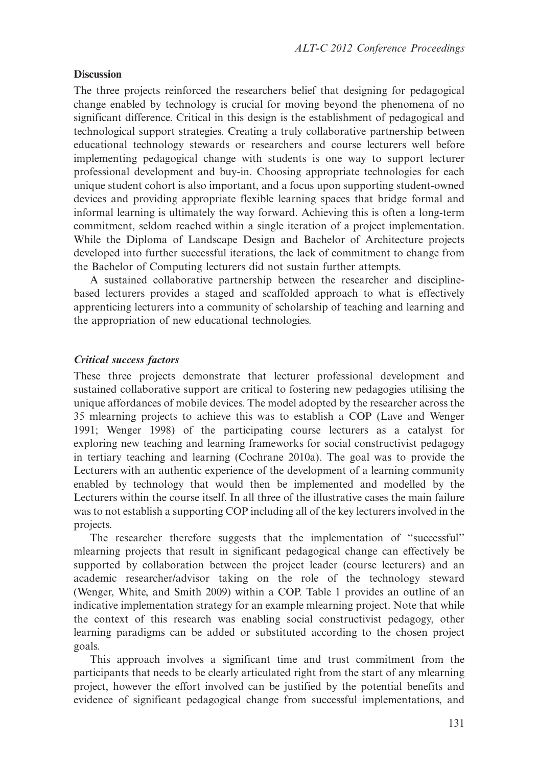### Discussion

The three projects reinforced the researchers belief that designing for pedagogical change enabled by technology is crucial for moving beyond the phenomena of no significant difference. Critical in this design is the establishment of pedagogical and technological support strategies. Creating a truly collaborative partnership between educational technology stewards or researchers and course lecturers well before implementing pedagogical change with students is one way to support lecturer professional development and buy-in. Choosing appropriate technologies for each unique student cohort is also important, and a focus upon supporting student-owned devices and providing appropriate flexible learning spaces that bridge formal and informal learning is ultimately the way forward. Achieving this is often a long-term commitment, seldom reached within a single iteration of a project implementation. While the Diploma of Landscape Design and Bachelor of Architecture projects developed into further successful iterations, the lack of commitment to change from the Bachelor of Computing lecturers did not sustain further attempts.

A sustained collaborative partnership between the researcher and discipline-based lecturers provides a staged and scaffolded approach to what is effectively apprenticing lecturers into a community of scholarship of teaching and learning and the appropriation of new educational technologies.

#### *Critical success factors*

These three projects demonstrate that lecturer professional development and sustained collaborative support are critical to fostering new pedagogies utilising the unique affordances of mobile devices. The model adopted by the researcher across the 35 mlearning projects to achieve this was to establish a COP (Lave and Wenger 1991; Wenger 1998) of the participating course lecturers as a catalyst for exploring new teaching and learning frameworks for social constructivist pedagogy in tertiary teaching and learning (Cochrane 2010a). The goal was to provide the Lecturers with an authentic experience of the development of a learning community enabled by technology that would then be implemented and modelled by the Lecturers within the course itself. In all three of the illustrative cases the main failure was to not establish a supporting COP including all of the key lecturers involved in the projects.

The researcher therefore suggests that the implementation of "successful" mlearning projects that result in significant pedagogical change can effectively be supported by collaboration between the project leader (course lecturers) and an academic researcher/advisor taking on the role of the technology steward (Wenger, White, and Smith 2009) within a COP. Table 1 provides an outline of an indicative implementation strategy for an example mlearning project. Note that while the context of this research was enabling social constructivist pedagogy, other learning paradigms can be added or substituted according to the chosen project goals.

This approach involves a significant time and trust commitment from the participants that needs to be clearly articulated right from the start of any mlearning project, however the effort involved can be justified by the potential benefits and evidence of significant pedagogical change from successful implementations, and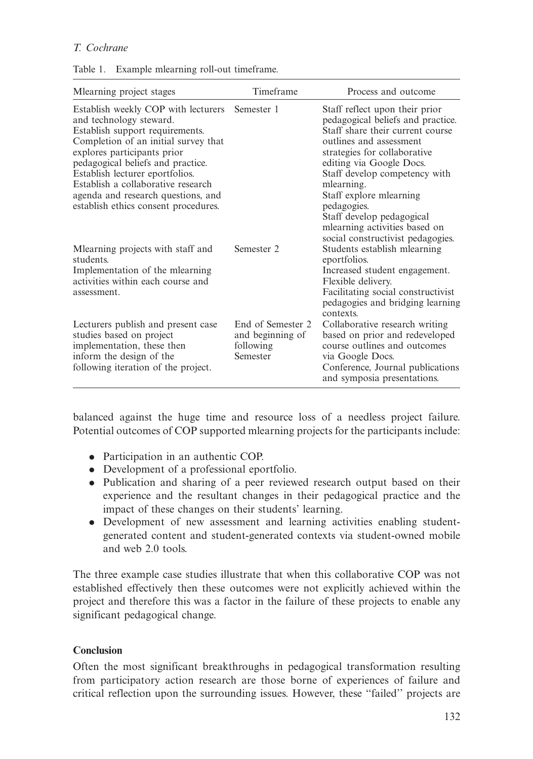Table 1. Example mlearning roll-out timeframe.

| Mlearning project stages | Timeframe | Process and outcome |
|---|---|---|
| Establish weekly COP with lecturers and technology steward. Establish support requirements. Completion of an initial survey that explores participants prior pedagogical beliefs and practice. Establish lecturer eportfolios. Establish a collaborative research agenda and research questions, and establish ethics consent procedures. | Semester 1 | Staff reflect upon their prior pedagogical beliefs and practice. Staff share their current course outlines and assessment strategies for collaborative editing via Google Docs. Staff develop competency with mlearning. Staff explore mlearning pedagogies. Staff develop pedagogical mlearning activities based on social constructivist pedagogies. |
| Mlearning projects with staff and students. Implementation of the mlearning activities within each course and assessment. | Semester 2 | Students establish mlearning eportfolios. Increased student engagement. Flexible delivery. Facilitating social constructivist pedagogies and bridging learning contexts. |
| Lecturers publish and present case studies based on project implementation, these then inform the design of the following iteration of the project. | End of Semester 2 and beginning of following Semester | Collaborative research writing based on prior and redeveloped course outlines and outcomes via Google Docs. Conference, Journal publications and symposia presentations. |

balanced against the huge time and resource loss of a needless project failure. Potential outcomes of COP supported mlearning projects for the participants include:

- Participation in an authentic COP.
- Development of a professional eportfolio.
- Publication and sharing of a peer reviewed research output based on their experience and the resultant changes in their pedagogical practice and the impact of these changes on their students' learning.
- Development of new assessment and learning activities enabling student-generated content and student-generated contexts via student-owned mobile and web 2.0 tools.

The three example case studies illustrate that when this collaborative COP was not established effectively then these outcomes were not explicitly achieved within the project and therefore this was a factor in the failure of these projects to enable any significant pedagogical change.

## Conclusion

Often the most significant breakthroughs in pedagogical transformation resulting from participatory action research are those borne of experiences of failure and critical reflection upon the surrounding issues. However, these "failed" projects are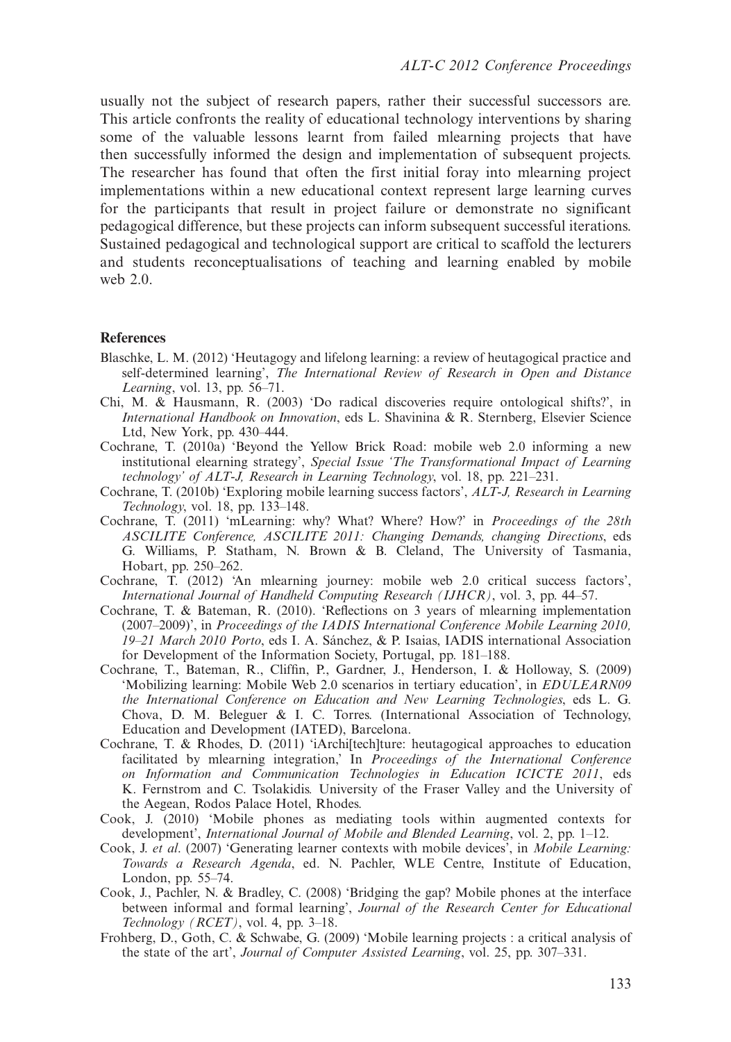usually not the subject of research papers, rather their successful successors are. This article confronts the reality of educational technology interventions by sharing some of the valuable lessons learnt from failed mlearning projects that have then successfully informed the design and implementation of subsequent projects. The researcher has found that often the first initial foray into mlearning project implementations within a new educational context represent large learning curves for the participants that result in project failure or demonstrate no significant pedagogical difference, but these projects can inform subsequent successful iterations. Sustained pedagogical and technological support are critical to scaffold the lecturers and students reconceptualisations of teaching and learning enabled by mobile web 2.0.

## References

Blaschke, L. M. (2012) 'Heutagogy and lifelong learning: a review of heutagogical practice and self-determined learning', *The International Review of Research in Open and Distance Learning*, vol. 13, pp. 56–71.

Chi, M. & Hausmann, R. (2003) 'Do radical discoveries require ontological shifts?', in *International Handbook on Innovation*, eds L. Shavinina & R. Sternberg, Elsevier Science Ltd, New York, pp. 430–444.

Cochrane, T. (2010a) 'Beyond the Yellow Brick Road: mobile web 2.0 informing a new institutional elearning strategy', *Special Issue 'The Transformational Impact of Learning technology' of ALT-J, Research in Learning Technology*, vol. 18, pp. 221–231.

Cochrane, T. (2010b) 'Exploring mobile learning success factors', *ALT-J, Research in Learning Technology*, vol. 18, pp. 133–148.

Cochrane, T. (2011) 'mLearning: why? What? Where? How?' in *Proceedings of the 28th ASCILITE Conference, ASCILITE 2011: Changing Demands, changing Directions*, eds G. Williams, P. Statham, N. Brown & B. Cleland, The University of Tasmania, Hobart, pp. 250–262.

Cochrane, T. (2012) 'An mlearning journey: mobile web 2.0 critical success factors', *International Journal of Handheld Computing Research (IJHCR)*, vol. 3, pp. 44–57.

Cochrane, T. & Bateman, R. (2010). 'Reflections on 3 years of mlearning implementation (2007–2009)', in *Proceedings of the IADIS International Conference Mobile Learning 2010, 19–21 March 2010 Porto*, eds I. A. Sánchez, & P. Isaias, IADIS international Association for Development of the Information Society, Portugal, pp. 181–188.

Cochrane, T., Bateman, R., Cliffin, P., Gardner, J., Henderson, I. & Holloway, S. (2009) 'Mobilizing learning: Mobile Web 2.0 scenarios in tertiary education', in *EDULEARN09 the International Conference on Education and New Learning Technologies*, eds L. G. Chova, D. M. Beleguer & I. C. Torres. (International Association of Technology, Education and Development (IATED), Barcelona.

Cochrane, T. & Rhodes, D. (2011) 'iArchi[tech]ture: heutagogical approaches to education facilitated by mlearning integration,' In *Proceedings of the International Conference on Information and Communication Technologies in Education ICICTE 2011*, eds K. Fernstrom and C. Tsolakidis. University of the Fraser Valley and the University of the Aegean, Rodos Palace Hotel, Rhodes.

Cook, J. (2010) 'Mobile phones as mediating tools within augmented contexts for development', *International Journal of Mobile and Blended Learning*, vol. 2, pp. 1–12.

Cook, J. *et al*. (2007) 'Generating learner contexts with mobile devices', in *Mobile Learning: Towards a Research Agenda*, ed. N. Pachler, WLE Centre, Institute of Education, London, pp. 55–74.

Cook, J., Pachler, N. & Bradley, C. (2008) 'Bridging the gap? Mobile phones at the interface between informal and formal learning', *Journal of the Research Center for Educational Technology (RCET)*, vol. 4, pp. 3–18.

Frohberg, D., Goth, C. & Schwabe, G. (2009) 'Mobile learning projects : a critical analysis of the state of the art', *Journal of Computer Assisted Learning*, vol. 25, pp. 307–331.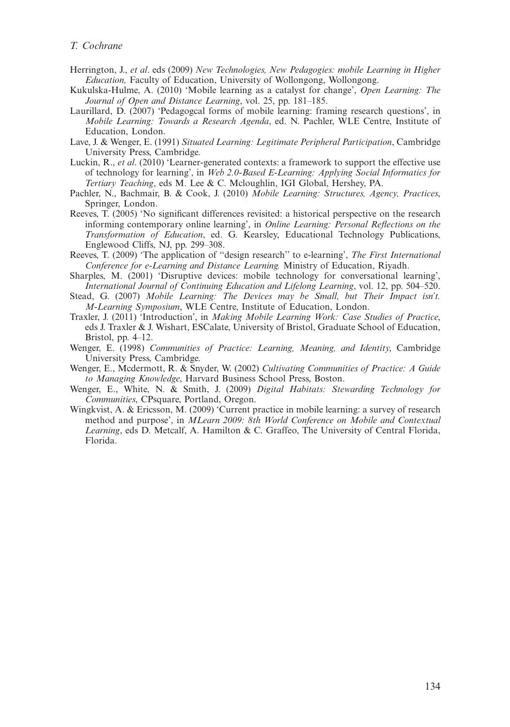Herrington, J., *et al*. eds (2009) *New Technologies, New Pedagogies: mobile Learning in Higher Education,* Faculty of Education, University of Wollongong, Wollongong.

Kukulska-Hulme, A. (2010) 'Mobile learning as a catalyst for change', *Open Learning: The Journal of Open and Distance Learning*, vol. 25, pp. 181–185.

Laurillard, D. (2007) 'Pedagogcal forms of mobile learning: framing research questions', in *Mobile Learning: Towards a Research Agenda*, ed. N. Pachler, WLE Centre, Institute of Education, London.

Lave, J. & Wenger, E. (1991) *Situated Learning: Legitimate Peripheral Participation*, Cambridge University Press, Cambridge.

Luckin, R., *et al*. (2010) 'Learner-generated contexts: a framework to support the effective use of technology for learning', in *Web 2.0-Based E-Learning: Applying Social Informatics for Tertiary Teaching*, eds M. Lee & C. Mcloughlin, IGI Global, Hershey, PA.

Pachler, N., Bachmair, B. & Cook, J. (2010) *Mobile Learning: Structures, Agency, Practices*, Springer, London.

Reeves, T. (2005) 'No significant differences revisited: a historical perspective on the research informing contemporary online learning', in *Online Learning: Personal Reflections on the Transformation of Education*, ed. G. Kearsley, Educational Technology Publications, Englewood Cliffs, NJ, pp. 299–308.

Reeves, T. (2009) 'The application of ''design research'' to e-learning', *The First International Conference for e-Learning and Distance Learning.* Ministry of Education, Riyadh.

Sharples, M. (2001) 'Disruptive devices: mobile technology for conversational learning', *International Journal of Continuing Education and Lifelong Learning*, vol. 12, pp. 504–520.

Stead, G. (2007) *Mobile Learning: The Devices may be Small, but Their Impact isn't. M-Learning Symposium*, WLE Centre, Institute of Education, London.

Traxler, J. (2011) 'Introduction', in *Making Mobile Learning Work: Case Studies of Practice*, eds J. Traxler & J. Wishart, ESCalate, University of Bristol, Graduate School of Education, Bristol, pp. 4–12.

Wenger, E. (1998) *Communities of Practice: Learning, Meaning, and Identity*, Cambridge University Press, Cambridge.

Wenger, E., Mcdermott, R. & Snyder, W. (2002) *Cultivating Communities of Practice: A Guide to Managing Knowledge*, Harvard Business School Press, Boston.

Wenger, E., White, N. & Smith, J. (2009) *Digital Habitats: Stewarding Technology for Communities*, CPsquare, Portland, Oregon.

Wingkvist, A. & Ericsson, M. (2009) 'Current practice in mobile learning: a survey of research method and purpose', in *MLearn 2009: 8th World Conference on Mobile and Contextual Learning*, eds D. Metcalf, A. Hamilton & C. Graffeo, The University of Central Florida, Florida.